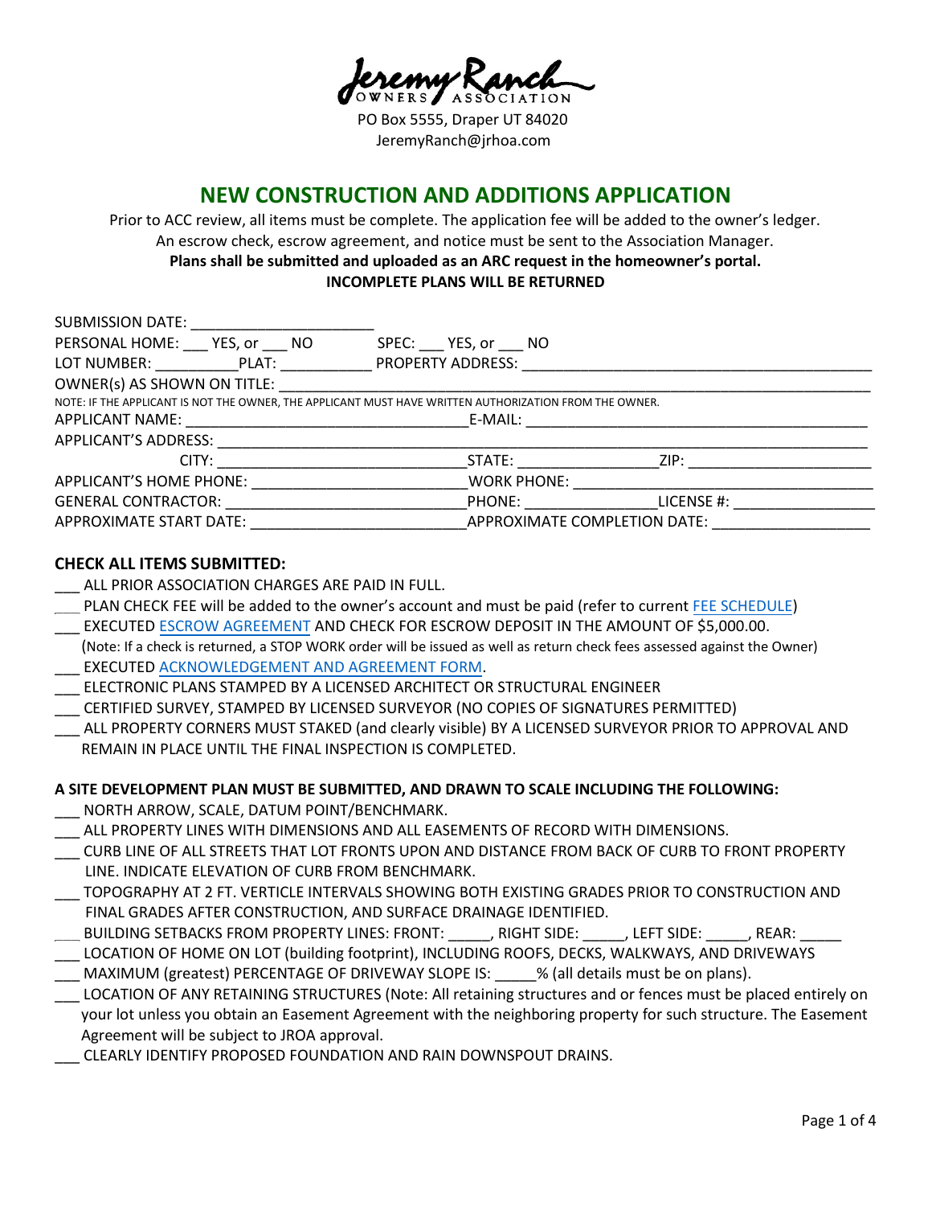Jeremy Ranch OWNERS ASSOCIATION

PO Box 5555, Draper UT 84020
JeremyRanch@jrhoa.com

# NEW CONSTRUCTION AND ADDITIONS APPLICATION

Prior to ACC review, all items must be complete. The application fee will be added to the owner's ledger.
An escrow check, escrow agreement, and notice must be sent to the Association Manager.
**Plans shall be submitted and uploaded as an ARC request in the homeowner's portal.**
**INCOMPLETE PLANS WILL BE RETURNED**

SUBMISSION DATE: ______________________

PERSONAL HOME: ___ YES, or ___ NO SPEC: ___ YES, or ___ NO

LOT NUMBER: __________ PLAT: ___________ PROPERTY ADDRESS: ___________________________________________

OWNER(s) AS SHOWN ON TITLE: ___________________________________________________________________________

NOTE: IF THE APPLICANT IS NOT THE OWNER, THE APPLICANT MUST HAVE WRITTEN AUTHORIZATION FROM THE OWNER.

APPLICANT NAME: ___________________________________ E-MAIL: __________________________________________

APPLICANT'S ADDRESS: __________________________________________________________________________________

CITY: ______________________________ STATE: ________________ ZIP: ______________________

APPLICANT'S HOME PHONE: __________________________ WORK PHONE: ____________________________________

GENERAL CONTRACTOR: _____________________________ PHONE: _______________ LICENSE #: _________________

APPROXIMATE START DATE: __________________________ APPROXIMATE COMPLETION DATE: ___________________

### CHECK ALL ITEMS SUBMITTED:

___ ALL PRIOR ASSOCIATION CHARGES ARE PAID IN FULL.
___ PLAN CHECK FEE will be added to the owner's account and must be paid (refer to current FEE SCHEDULE)
___ EXECUTED ESCROW AGREEMENT AND CHECK FOR ESCROW DEPOSIT IN THE AMOUNT OF $5,000.00.
(Note: If a check is returned, a STOP WORK order will be issued as well as return check fees assessed against the Owner)
___ EXECUTED ACKNOWLEDGEMENT AND AGREEMENT FORM.
___ ELECTRONIC PLANS STAMPED BY A LICENSED ARCHITECT OR STRUCTURAL ENGINEER
___ CERTIFIED SURVEY, STAMPED BY LICENSED SURVEYOR (NO COPIES OF SIGNATURES PERMITTED)
___ ALL PROPERTY CORNERS MUST STAKED (and clearly visible) BY A LICENSED SURVEYOR PRIOR TO APPROVAL AND REMAIN IN PLACE UNTIL THE FINAL INSPECTION IS COMPLETED.

### A SITE DEVELOPMENT PLAN MUST BE SUBMITTED, AND DRAWN TO SCALE INCLUDING THE FOLLOWING:

___ NORTH ARROW, SCALE, DATUM POINT/BENCHMARK.
___ ALL PROPERTY LINES WITH DIMENSIONS AND ALL EASEMENTS OF RECORD WITH DIMENSIONS.
___ CURB LINE OF ALL STREETS THAT LOT FRONTS UPON AND DISTANCE FROM BACK OF CURB TO FRONT PROPERTY LINE. INDICATE ELEVATION OF CURB FROM BENCHMARK.
___ TOPOGRAPHY AT 2 FT. VERTICLE INTERVALS SHOWING BOTH EXISTING GRADES PRIOR TO CONSTRUCTION AND FINAL GRADES AFTER CONSTRUCTION, AND SURFACE DRAINAGE IDENTIFIED.
___ BUILDING SETBACKS FROM PROPERTY LINES: FRONT: _____, RIGHT SIDE: _____, LEFT SIDE: _____, REAR: _____
___ LOCATION OF HOME ON LOT (building footprint), INCLUDING ROOFS, DECKS, WALKWAYS, AND DRIVEWAYS
___ MAXIMUM (greatest) PERCENTAGE OF DRIVEWAY SLOPE IS: _____% (all details must be on plans).
___ LOCATION OF ANY RETAINING STRUCTURES (Note: All retaining structures and or fences must be placed entirely on your lot unless you obtain an Easement Agreement with the neighboring property for such structure. The Easement Agreement will be subject to JROA approval.
___ CLEARLY IDENTIFY PROPOSED FOUNDATION AND RAIN DOWNSPOUT DRAINS.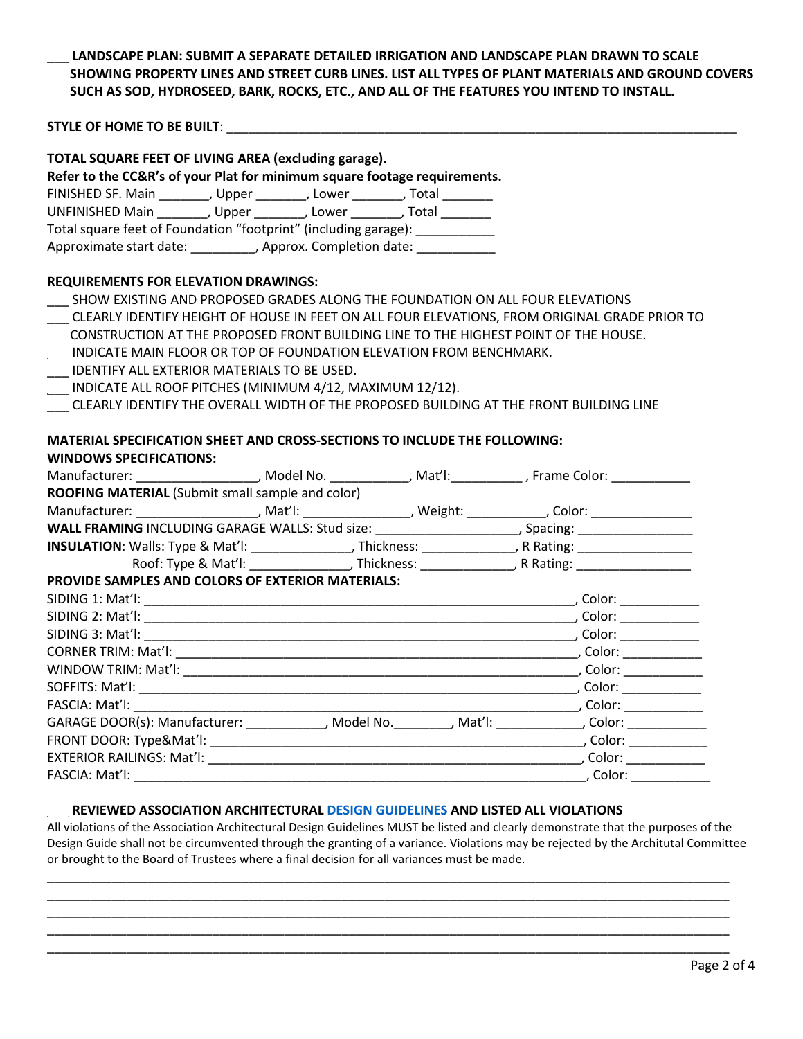___ **LANDSCAPE PLAN: SUBMIT A SEPARATE DETAILED IRRIGATION AND LANDSCAPE PLAN DRAWN TO SCALE SHOWING PROPERTY LINES AND STREET CURB LINES. LIST ALL TYPES OF PLANT MATERIALS AND GROUND COVERS SUCH AS SOD, HYDROSEED, BARK, ROCKS, ETC., AND ALL OF THE FEATURES YOU INTEND TO INSTALL.**

**STYLE OF HOME TO BE BUILT**: ______________________________________________________________________

**TOTAL SQUARE FEET OF LIVING AREA (excluding garage).**
**Refer to the CC&R's of your Plat for minimum square footage requirements.**

FINISHED SF. Main _______, Upper _______, Lower _______, Total _______
UNFINISHED Main _______, Upper _______, Lower _______, Total _______
Total square feet of Foundation "footprint" (including garage): ___________
Approximate start date: _________, Approx. Completion date: ___________

**REQUIREMENTS FOR ELEVATION DRAWINGS:**

___ SHOW EXISTING AND PROPOSED GRADES ALONG THE FOUNDATION ON ALL FOUR ELEVATIONS
___ CLEARLY IDENTIFY HEIGHT OF HOUSE IN FEET ON ALL FOUR ELEVATIONS, FROM ORIGINAL GRADE PRIOR TO CONSTRUCTION AT THE PROPOSED FRONT BUILDING LINE TO THE HIGHEST POINT OF THE HOUSE.
___ INDICATE MAIN FLOOR OR TOP OF FOUNDATION ELEVATION FROM BENCHMARK.
___ IDENTIFY ALL EXTERIOR MATERIALS TO BE USED.
___ INDICATE ALL ROOF PITCHES (MINIMUM 4/12, MAXIMUM 12/12).
___ CLEARLY IDENTIFY THE OVERALL WIDTH OF THE PROPOSED BUILDING AT THE FRONT BUILDING LINE

**MATERIAL SPECIFICATION SHEET AND CROSS-SECTIONS TO INCLUDE THE FOLLOWING:**
**WINDOWS SPECIFICATIONS:**

Manufacturer: _________________, Model No. ___________, Mat'l:__________ , Frame Color: ___________

**ROOFING MATERIAL** (Submit small sample and color)

Manufacturer: _________________, Mat'l: _______________, Weight: ___________, Color: ______________

**WALL FRAMING** INCLUDING GARAGE WALLS: Stud size: ____________________, Spacing: ________________

**INSULATION**: Walls: Type & Mat'l: ______________, Thickness: _____________, R Rating: ________________
Roof: Type & Mat'l: ______________, Thickness: _____________, R Rating: ________________

**PROVIDE SAMPLES AND COLORS OF EXTERIOR MATERIALS:**

SIDING 1: Mat'l: ______________________________________________________________, Color: ___________
SIDING 2: Mat'l: ______________________________________________________________, Color: ___________
SIDING 3: Mat'l: ______________________________________________________________, Color: ___________
CORNER TRIM: Mat'l: __________________________________________________________, Color: ___________
WINDOW TRIM: Mat'l: _________________________________________________________, Color: ___________
SOFFITS: Mat'l: _______________________________________________________________, Color: ___________
FASCIA: Mat'l: ________________________________________________________________, Color: ___________
GARAGE DOOR(s): Manufacturer: ___________, Model No.________, Mat'l: ____________, Color: ___________
FRONT DOOR: Type&Mat'l: ______________________________________________________, Color: ___________
EXTERIOR RAILINGS: Mat'l: _____________________________________________________, Color: ___________
FASCIA: Mat'l: ________________________________________________________________, Color: ___________

___ **REVIEWED ASSOCIATION ARCHITECTURAL DESIGN GUIDELINES AND LISTED ALL VIOLATIONS**

All violations of the Association Architectural Design Guidelines MUST be listed and clearly demonstrate that the purposes of the Design Guide shall not be circumvented through the granting of a variance. Violations may be rejected by the Architutal Committee or brought to the Board of Trustees where a final decision for all variances must be made.

_____________________________________________________________________________________________
_____________________________________________________________________________________________
_____________________________________________________________________________________________
_____________________________________________________________________________________________
_____________________________________________________________________________________________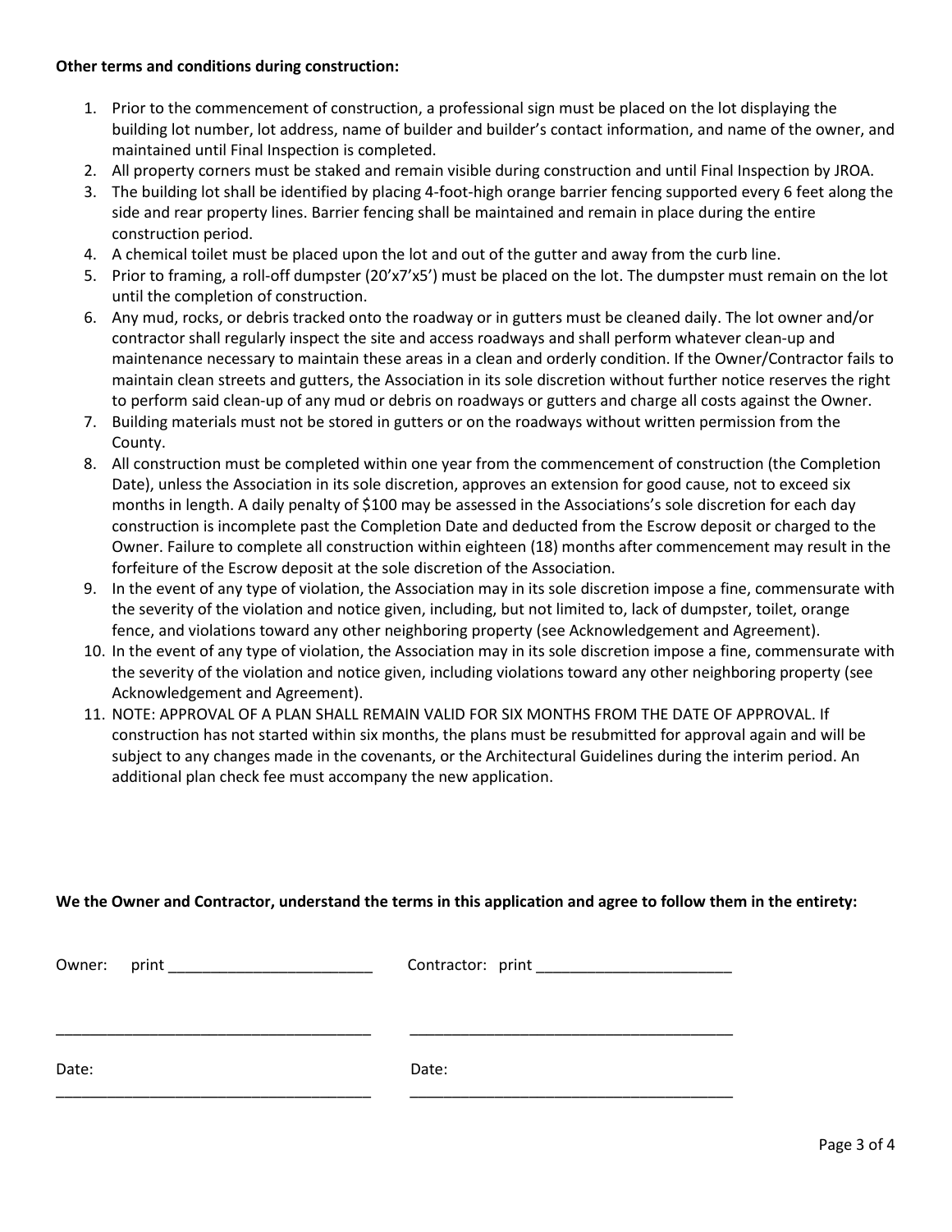**Other terms and conditions during construction:**

1. Prior to the commencement of construction, a professional sign must be placed on the lot displaying the building lot number, lot address, name of builder and builder's contact information, and name of the owner, and maintained until Final Inspection is completed.
2. All property corners must be staked and remain visible during construction and until Final Inspection by JROA.
3. The building lot shall be identified by placing 4-foot-high orange barrier fencing supported every 6 feet along the side and rear property lines. Barrier fencing shall be maintained and remain in place during the entire construction period.
4. A chemical toilet must be placed upon the lot and out of the gutter and away from the curb line.
5. Prior to framing, a roll-off dumpster (20'x7'x5') must be placed on the lot. The dumpster must remain on the lot until the completion of construction.
6. Any mud, rocks, or debris tracked onto the roadway or in gutters must be cleaned daily. The lot owner and/or contractor shall regularly inspect the site and access roadways and shall perform whatever clean-up and maintenance necessary to maintain these areas in a clean and orderly condition. If the Owner/Contractor fails to maintain clean streets and gutters, the Association in its sole discretion without further notice reserves the right to perform said clean-up of any mud or debris on roadways or gutters and charge all costs against the Owner.
7. Building materials must not be stored in gutters or on the roadways without written permission from the County.
8. All construction must be completed within one year from the commencement of construction (the Completion Date), unless the Association in its sole discretion, approves an extension for good cause, not to exceed six months in length. A daily penalty of $100 may be assessed in the Associations's sole discretion for each day construction is incomplete past the Completion Date and deducted from the Escrow deposit or charged to the Owner. Failure to complete all construction within eighteen (18) months after commencement may result in the forfeiture of the Escrow deposit at the sole discretion of the Association.
9. In the event of any type of violation, the Association may in its sole discretion impose a fine, commensurate with the severity of the violation and notice given, including, but not limited to, lack of dumpster, toilet, orange fence, and violations toward any other neighboring property (see Acknowledgement and Agreement).
10. In the event of any type of violation, the Association may in its sole discretion impose a fine, commensurate with the severity of the violation and notice given, including violations toward any other neighboring property (see Acknowledgement and Agreement).
11. NOTE: APPROVAL OF A PLAN SHALL REMAIN VALID FOR SIX MONTHS FROM THE DATE OF APPROVAL. If construction has not started within six months, the plans must be resubmitted for approval again and will be subject to any changes made in the covenants, or the Architectural Guidelines during the interim period. An additional plan check fee must accompany the new application.

**We the Owner and Contractor, understand the terms in this application and agree to follow them in the entirety:**

Owner: print ________________________ Contractor: print ________________________

______________________________________ ______________________________________

Date: ______________________________________ Date: ______________________________________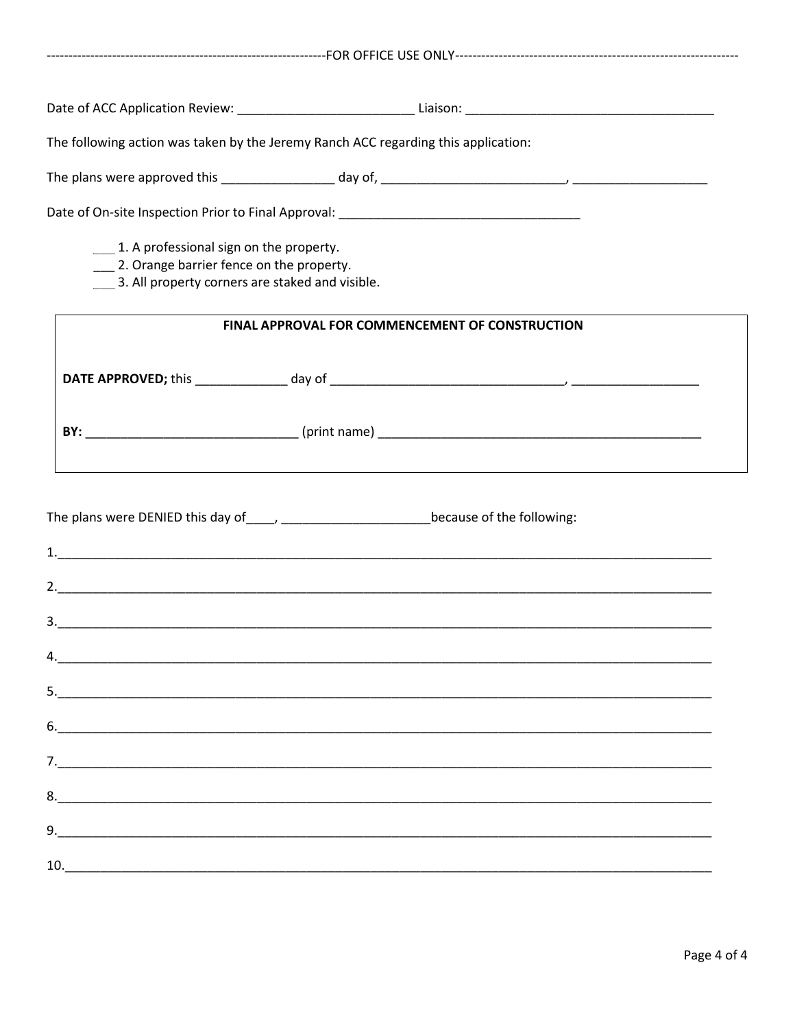----------------------------------------------------------------FOR OFFICE USE ONLY----------------------------------------------------------------

Date of ACC Application Review: _________________________ Liaison: ___________________________________

The following action was taken by the Jeremy Ranch ACC regarding this application:

The plans were approved this ________________ day of, __________________________, ___________________

Date of On-site Inspection Prior to Final Approval: __________________________________

___ 1. A professional sign on the property.
___ 2. Orange barrier fence on the property.
___ 3. All property corners are staked and visible.

**FINAL APPROVAL FOR COMMENCEMENT OF CONSTRUCTION**

**DATE APPROVED;** this _____________ day of _________________________________, __________________

**BY:** ______________________________ (print name) _______________________________________________

The plans were DENIED this day of____, _____________________because of the following:

1.______________________________________________________________________________________________

2.______________________________________________________________________________________________

3.______________________________________________________________________________________________

4.______________________________________________________________________________________________

5.______________________________________________________________________________________________

6.______________________________________________________________________________________________

7.______________________________________________________________________________________________

8.______________________________________________________________________________________________

9.______________________________________________________________________________________________

10._____________________________________________________________________________________________